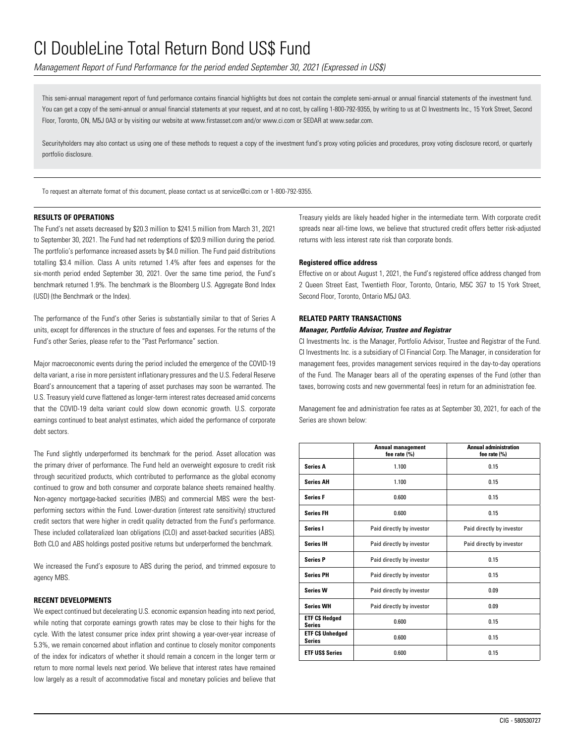# CI DoubleLine Total Return Bond US$ Fund

*Management Report of Fund Performance for the period ended September 30, 2021 (Expressed in US$)*

This semi-annual management report of fund performance contains financial highlights but does not contain the complete semi-annual or annual financial statements of the investment fund. You can get a copy of the semi-annual or annual financial statements at your request, and at no cost, by calling 1-800-792-9355, by writing to us at CI Investments Inc., 15 York Street, Second Floor, Toronto, ON, M5J 0A3 or by visiting our website at www.firstasset.com and/or www.ci.com or SEDAR at www.sedar.com.

Securityholders may also contact us using one of these methods to request a copy of the investment fund's proxy voting policies and procedures, proxy voting disclosure record, or quarterly portfolio disclosure.

To request an alternate format of this document, please contact us at service@ci.com or 1-800-792-9355.

## RESULTS OF OPERATIONS

The Fund's net assets decreased by $20.3 million to $241.5 million from March 31, 2021 to September 30, 2021. The Fund had net redemptions of $20.9 million during the period. The portfolio's performance increased assets by $4.0 million. The Fund paid distributions totalling $3.4 million. Class A units returned 1.4% after fees and expenses for the six-month period ended September 30, 2021. Over the same time period, the Fund's benchmark returned 1.9%. The benchmark is the Bloomberg U.S. Aggregate Bond Index (USD) (the Benchmark or the Index).

The performance of the Fund's other Series is substantially similar to that of Series A units, except for differences in the structure of fees and expenses. For the returns of the Fund's other Series, please refer to the "Past Performance" section.

Major macroeconomic events during the period included the emergence of the COVID-19 delta variant, a rise in more persistent inflationary pressures and the U.S. Federal Reserve Board's announcement that a tapering of asset purchases may soon be warranted. The U.S. Treasury yield curve flattened as longer-term interest rates decreased amid concerns that the COVID-19 delta variant could slow down economic growth. U.S. corporate earnings continued to beat analyst estimates, which aided the performance of corporate debt sectors.

The Fund slightly underperformed its benchmark for the period. Asset allocation was the primary driver of performance. The Fund held an overweight exposure to credit risk through securitized products, which contributed to performance as the global economy continued to grow and both consumer and corporate balance sheets remained healthy. Non-agency mortgage-backed securities (MBS) and commercial MBS were the best-performing sectors within the Fund. Lower-duration (interest rate sensitivity) structured credit sectors that were higher in credit quality detracted from the Fund's performance. These included collateralized loan obligations (CLO) and asset-backed securities (ABS). Both CLO and ABS holdings posted positive returns but underperformed the benchmark.

We increased the Fund's exposure to ABS during the period, and trimmed exposure to agency MBS.

## RECENT DEVELOPMENTS

We expect continued but decelerating U.S. economic expansion heading into next period, while noting that corporate earnings growth rates may be close to their highs for the cycle. With the latest consumer price index print showing a year-over-year increase of 5.3%, we remain concerned about inflation and continue to closely monitor components of the index for indicators of whether it should remain a concern in the longer term or return to more normal levels next period. We believe that interest rates have remained low largely as a result of accommodative fiscal and monetary policies and believe that Treasury yields are likely headed higher in the intermediate term. With corporate credit spreads near all-time lows, we believe that structured credit offers better risk-adjusted returns with less interest rate risk than corporate bonds.

### Registered office address

Effective on or about August 1, 2021, the Fund's registered office address changed from 2 Queen Street East, Twentieth Floor, Toronto, Ontario, M5C 3G7 to 15 York Street, Second Floor, Toronto, Ontario M5J 0A3.

## RELATED PARTY TRANSACTIONS

### *Manager, Portfolio Advisor, Trustee and Registrar*

CI Investments Inc. is the Manager, Portfolio Advisor, Trustee and Registrar of the Fund. CI Investments Inc. is a subsidiary of CI Financial Corp. The Manager, in consideration for management fees, provides management services required in the day-to-day operations of the Fund. The Manager bears all of the operating expenses of the Fund (other than taxes, borrowing costs and new governmental fees) in return for an administration fee.

Management fee and administration fee rates as at September 30, 2021, for each of the Series are shown below:

| | Annual management fee rate (%) | Annual administration fee rate (%) |
|---|---|---|
| **Series A** | 1.100 | 0.15 |
| **Series AH** | 1.100 | 0.15 |
| **Series F** | 0.600 | 0.15 |
| **Series FH** | 0.600 | 0.15 |
| **Series I** | Paid directly by investor | Paid directly by investor |
| **Series IH** | Paid directly by investor | Paid directly by investor |
| **Series P** | Paid directly by investor | 0.15 |
| **Series PH** | Paid directly by investor | 0.15 |
| **Series W** | Paid directly by investor | 0.09 |
| **Series WH** | Paid directly by investor | 0.09 |
| **ETF C$ Hedged Series** | 0.600 | 0.15 |
| **ETF C$ Unhedged Series** | 0.600 | 0.15 |
| **ETF US$ Series** | 0.600 | 0.15 |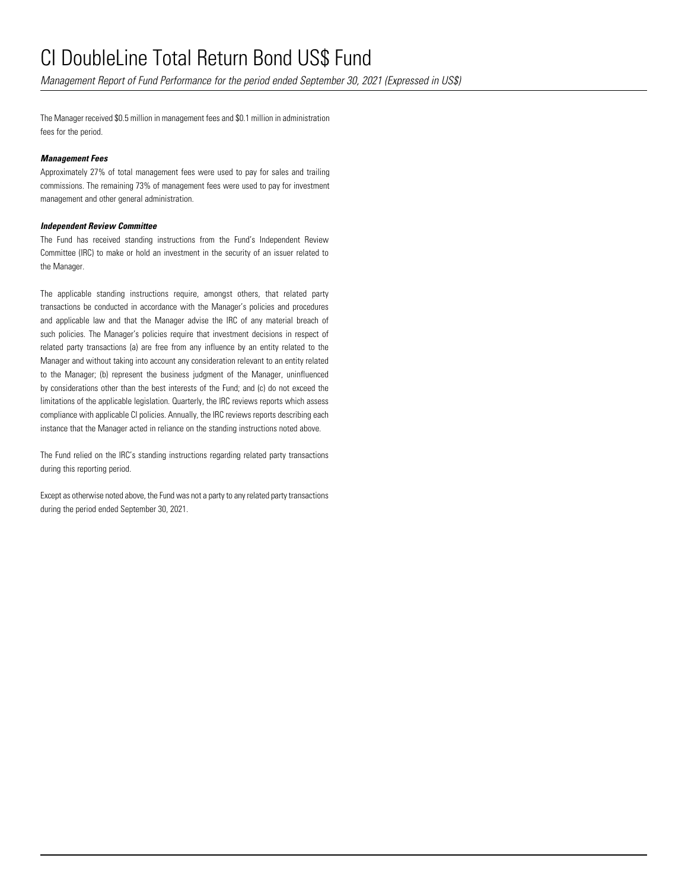The Manager received $0.5 million in management fees and $0.1 million in administration fees for the period.

***Management Fees***

Approximately 27% of total management fees were used to pay for sales and trailing commissions. The remaining 73% of management fees were used to pay for investment management and other general administration.

***Independent Review Committee***

The Fund has received standing instructions from the Fund's Independent Review Committee (IRC) to make or hold an investment in the security of an issuer related to the Manager.

The applicable standing instructions require, amongst others, that related party transactions be conducted in accordance with the Manager's policies and procedures and applicable law and that the Manager advise the IRC of any material breach of such policies. The Manager's policies require that investment decisions in respect of related party transactions (a) are free from any influence by an entity related to the Manager and without taking into account any consideration relevant to an entity related to the Manager; (b) represent the business judgment of the Manager, uninfluenced by considerations other than the best interests of the Fund; and (c) do not exceed the limitations of the applicable legislation. Quarterly, the IRC reviews reports which assess compliance with applicable CI policies. Annually, the IRC reviews reports describing each instance that the Manager acted in reliance on the standing instructions noted above.

The Fund relied on the IRC's standing instructions regarding related party transactions during this reporting period.

Except as otherwise noted above, the Fund was not a party to any related party transactions during the period ended September 30, 2021.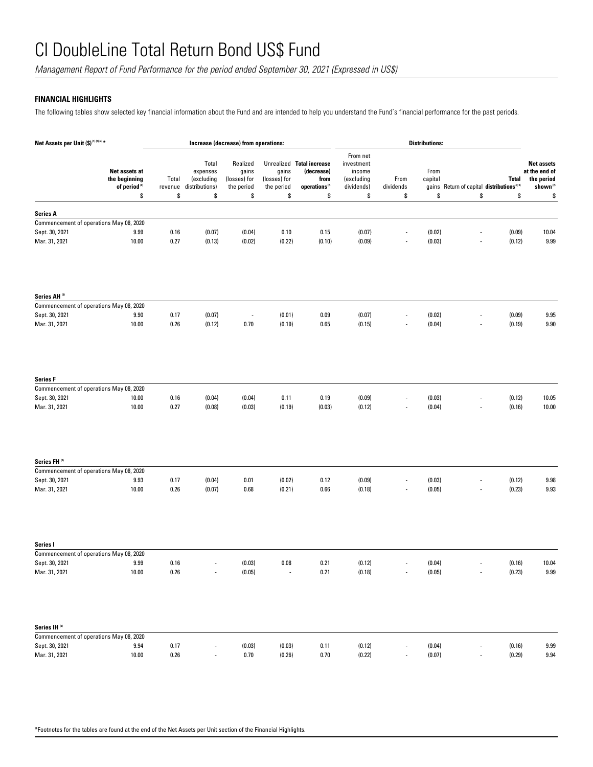# CI DoubleLine Total Return Bond US$ Fund

*Management Report of Fund Performance for the period ended September 30, 2021 (Expressed in US$)*

**FINANCIAL HIGHLIGHTS**

The following tables show selected key financial information about the Fund and are intended to help you understand the Fund's financial performance for the past periods.

| Net Assets per Unit ($) [1] [2] [4] * | Net assets at the beginning of period [2] | Increase (decrease) from operations: | | | | | Distributions: | | | | | Net assets at the end of the period shown [2] |
|---|---|---|---|---|---|---|---|---|---|---|---|---|
| | | Total revenue | Total expenses (excluding distributions) | Realized gains (losses) for the period | Unrealized gains (losses) for the period | Total increase (decrease) from operations [2] | From net investment income (excluding dividends) | From dividends | From capital gains | Return of capital | Total distributions [2, 3] | |
| | $ | $ | $ | $ | $ | $ | $ | $ | $ | $ | $ | $ |
| **Series A** | | | | | | | | | | | | |
| Commencement of operations May 08, 2020 | | | | | | | | | | | | |
| Sept. 30, 2021 | 9.99 | 0.16 | (0.07) | (0.04) | 0.10 | 0.15 | (0.07) | - | (0.02) | - | (0.09) | 10.04 |
| Mar. 31, 2021 | 10.00 | 0.27 | (0.13) | (0.02) | (0.22) | (0.10) | (0.09) | - | (0.03) | - | (0.12) | 9.99 |
| **Series AH** [5] | | | | | | | | | | | | |
| Commencement of operations May 08, 2020 | | | | | | | | | | | | |
| Sept. 30, 2021 | 9.90 | 0.17 | (0.07) | - | (0.01) | 0.09 | (0.07) | - | (0.02) | - | (0.09) | 9.95 |
| Mar. 31, 2021 | 10.00 | 0.26 | (0.12) | 0.70 | (0.19) | 0.65 | (0.15) | - | (0.04) | - | (0.19) | 9.90 |
| **Series F** | | | | | | | | | | | | |
| Commencement of operations May 08, 2020 | | | | | | | | | | | | |
| Sept. 30, 2021 | 10.00 | 0.16 | (0.04) | (0.04) | 0.11 | 0.19 | (0.09) | - | (0.03) | - | (0.12) | 10.05 |
| Mar. 31, 2021 | 10.00 | 0.27 | (0.08) | (0.03) | (0.19) | (0.03) | (0.12) | - | (0.04) | - | (0.16) | 10.00 |
| **Series FH** [5] | | | | | | | | | | | | |
| Commencement of operations May 08, 2020 | | | | | | | | | | | | |
| Sept. 30, 2021 | 9.93 | 0.17 | (0.04) | 0.01 | (0.02) | 0.12 | (0.09) | - | (0.03) | - | (0.12) | 9.98 |
| Mar. 31, 2021 | 10.00 | 0.26 | (0.07) | 0.68 | (0.21) | 0.66 | (0.18) | - | (0.05) | - | (0.23) | 9.93 |
| **Series I** | | | | | | | | | | | | |
| Commencement of operations May 08, 2020 | | | | | | | | | | | | |
| Sept. 30, 2021 | 9.99 | 0.16 | - | (0.03) | 0.08 | 0.21 | (0.12) | - | (0.04) | - | (0.16) | 10.04 |
| Mar. 31, 2021 | 10.00 | 0.26 | - | (0.05) | - | 0.21 | (0.18) | - | (0.05) | - | (0.23) | 9.99 |
| **Series IH** [5] | | | | | | | | | | | | |
| Commencement of operations May 08, 2020 | | | | | | | | | | | | |
| Sept. 30, 2021 | 9.94 | 0.17 | - | (0.03) | (0.03) | 0.11 | (0.12) | - | (0.04) | - | (0.16) | 9.99 |
| Mar. 31, 2021 | 10.00 | 0.26 | - | 0.70 | (0.26) | 0.70 | (0.22) | - | (0.07) | - | (0.29) | 9.94 |

*Footnotes for the tables are found at the end of the Net Assets per Unit section of the Financial Highlights.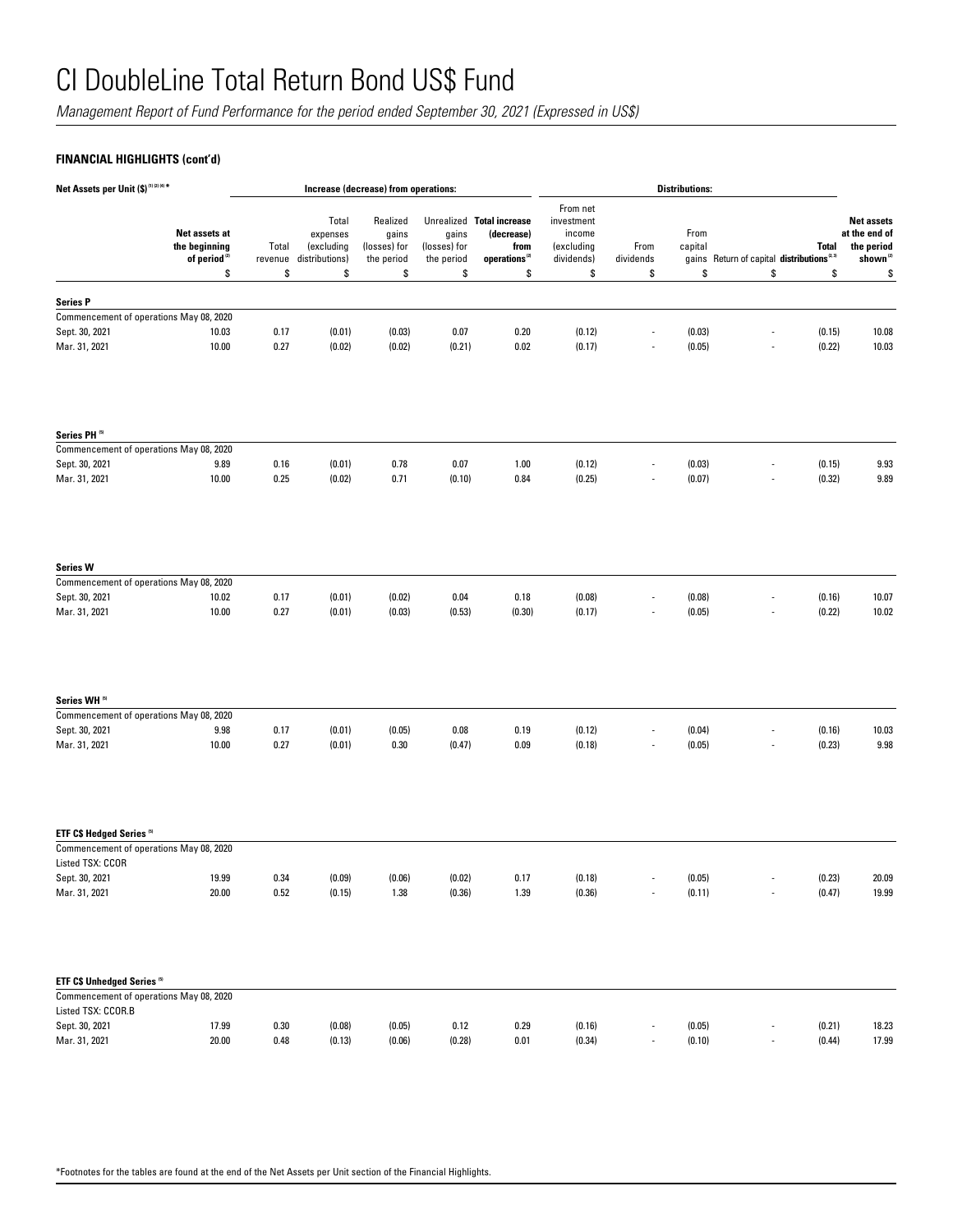# CI DoubleLine Total Return Bond US$ Fund

*Management Report of Fund Performance for the period ended September 30, 2021 (Expressed in US$)*

**FINANCIAL HIGHLIGHTS (cont'd)**

| Net Assets per Unit ($) [1] [2] [4] * | | Increase (decrease) from operations: | | | | | Distributions: | | | | | |
|---|---|---|---|---|---|---|---|---|---|---|---|---|
| | Net assets at the beginning of period [2] | Total revenue | Total expenses (excluding distributions) | Realized gains (losses) for the period | Unrealized gains (losses) for the period | Total increase (decrease) from operations [2] | From net investment income (excluding dividends) | From dividends | From capital gains | Return of capital | Total distributions [2,3] | Net assets at the end of the period shown [2] |
| | $ | $ | $ | $ | $ | $ | $ | $ | $ | $ | $ | $ |
| **Series P** | | | | | | | | | | | | |
| Commencement of operations May 08, 2020 | | | | | | | | | | | | |
| Sept. 30, 2021 | 10.03 | 0.17 | (0.01) | (0.03) | 0.07 | 0.20 | (0.12) | - | (0.03) | - | (0.15) | 10.08 |
| Mar. 31, 2021 | 10.00 | 0.27 | (0.02) | (0.02) | (0.21) | 0.02 | (0.17) | - | (0.05) | - | (0.22) | 10.03 |
| **Series PH** [5] | | | | | | | | | | | | |
| Commencement of operations May 08, 2020 | | | | | | | | | | | | |
| Sept. 30, 2021 | 9.89 | 0.16 | (0.01) | 0.78 | 0.07 | 1.00 | (0.12) | - | (0.03) | - | (0.15) | 9.93 |
| Mar. 31, 2021 | 10.00 | 0.25 | (0.02) | 0.71 | (0.10) | 0.84 | (0.25) | - | (0.07) | - | (0.32) | 9.89 |
| **Series W** | | | | | | | | | | | | |
| Commencement of operations May 08, 2020 | | | | | | | | | | | | |
| Sept. 30, 2021 | 10.02 | 0.17 | (0.01) | (0.02) | 0.04 | 0.18 | (0.08) | - | (0.08) | - | (0.16) | 10.07 |
| Mar. 31, 2021 | 10.00 | 0.27 | (0.01) | (0.03) | (0.53) | (0.30) | (0.17) | - | (0.05) | - | (0.22) | 10.02 |
| **Series WH** [5] | | | | | | | | | | | | |
| Commencement of operations May 08, 2020 | | | | | | | | | | | | |
| Sept. 30, 2021 | 9.98 | 0.17 | (0.01) | (0.05) | 0.08 | 0.19 | (0.12) | - | (0.04) | - | (0.16) | 10.03 |
| Mar. 31, 2021 | 10.00 | 0.27 | (0.01) | 0.30 | (0.47) | 0.09 | (0.18) | - | (0.05) | - | (0.23) | 9.98 |
| **ETF C$ Hedged Series** [5] | | | | | | | | | | | | |
| Commencement of operations May 08, 2020 | | | | | | | | | | | | |
| Listed TSX: CCOR | | | | | | | | | | | | |
| Sept. 30, 2021 | 19.99 | 0.34 | (0.09) | (0.06) | (0.02) | 0.17 | (0.18) | - | (0.05) | - | (0.23) | 20.09 |
| Mar. 31, 2021 | 20.00 | 0.52 | (0.15) | 1.38 | (0.36) | 1.39 | (0.36) | - | (0.11) | - | (0.47) | 19.99 |
| **ETF C$ Unhedged Series** [5] | | | | | | | | | | | | |
| Commencement of operations May 08, 2020 | | | | | | | | | | | | |
| Listed TSX: CCOR.B | | | | | | | | | | | | |
| Sept. 30, 2021 | 17.99 | 0.30 | (0.08) | (0.05) | 0.12 | 0.29 | (0.16) | - | (0.05) | - | (0.21) | 18.23 |
| Mar. 31, 2021 | 20.00 | 0.48 | (0.13) | (0.06) | (0.28) | 0.01 | (0.34) | - | (0.10) | - | (0.44) | 17.99 |

*Footnotes for the tables are found at the end of the Net Assets per Unit section of the Financial Highlights.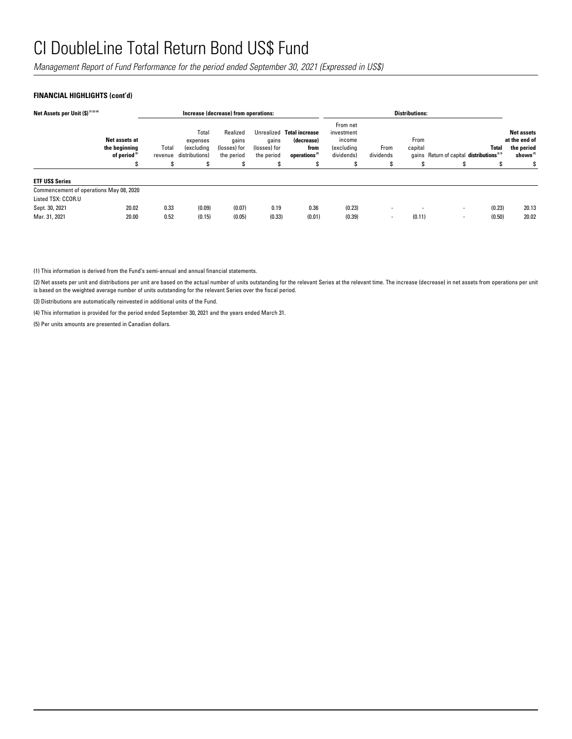# CI DoubleLine Total Return Bond US$ Fund

*Management Report of Fund Performance for the period ended September 30, 2021 (Expressed in US$)*

**FINANCIAL HIGHLIGHTS (cont'd)**

| Net Assets per Unit ($) [1] [2] [4] | | Increase (decrease) from operations: | | | | | Distributions: | | | | | |
|---|---|---|---|---|---|---|---|---|---|---|---|---|
| | **Net assets at the beginning of period** [2] | Total revenue | Total expenses (excluding distributions) | Realized gains (losses) for the period | Unrealized gains (losses) for the period | **Total increase (decrease) from operations** [2] | From net investment income (excluding dividends) | From dividends | From capital gains | Return of capital | **Total distributions** [2, 3] | **Net assets at the end of the period shown** [2] |
| | $ | $ | $ | $ | $ | $ | $ | $ | $ | $ | $ | $ |
| **ETF US$ Series** | | | | | | | | | | | | |
| Commencement of operations May 08, 2020 | | | | | | | | | | | | |
| Listed TSX: CCOR.U | | | | | | | | | | | | |
| Sept. 30, 2021 | 20.02 | 0.33 | (0.09) | (0.07) | 0.19 | 0.36 | (0.23) | - | - | - | (0.23) | 20.13 |
| Mar. 31, 2021 | 20.00 | 0.52 | (0.15) | (0.05) | (0.33) | (0.01) | (0.39) | - | (0.11) | - | (0.50) | 20.02 |

(1) This information is derived from the Fund's semi-annual and annual financial statements.

(2) Net assets per unit and distributions per unit are based on the actual number of units outstanding for the relevant Series at the relevant time. The increase (decrease) in net assets from operations per unit is based on the weighted average number of units outstanding for the relevant Series over the fiscal period.

(3) Distributions are automatically reinvested in additional units of the Fund.

(4) This information is provided for the period ended September 30, 2021 and the years ended March 31.

(5) Per units amounts are presented in Canadian dollars.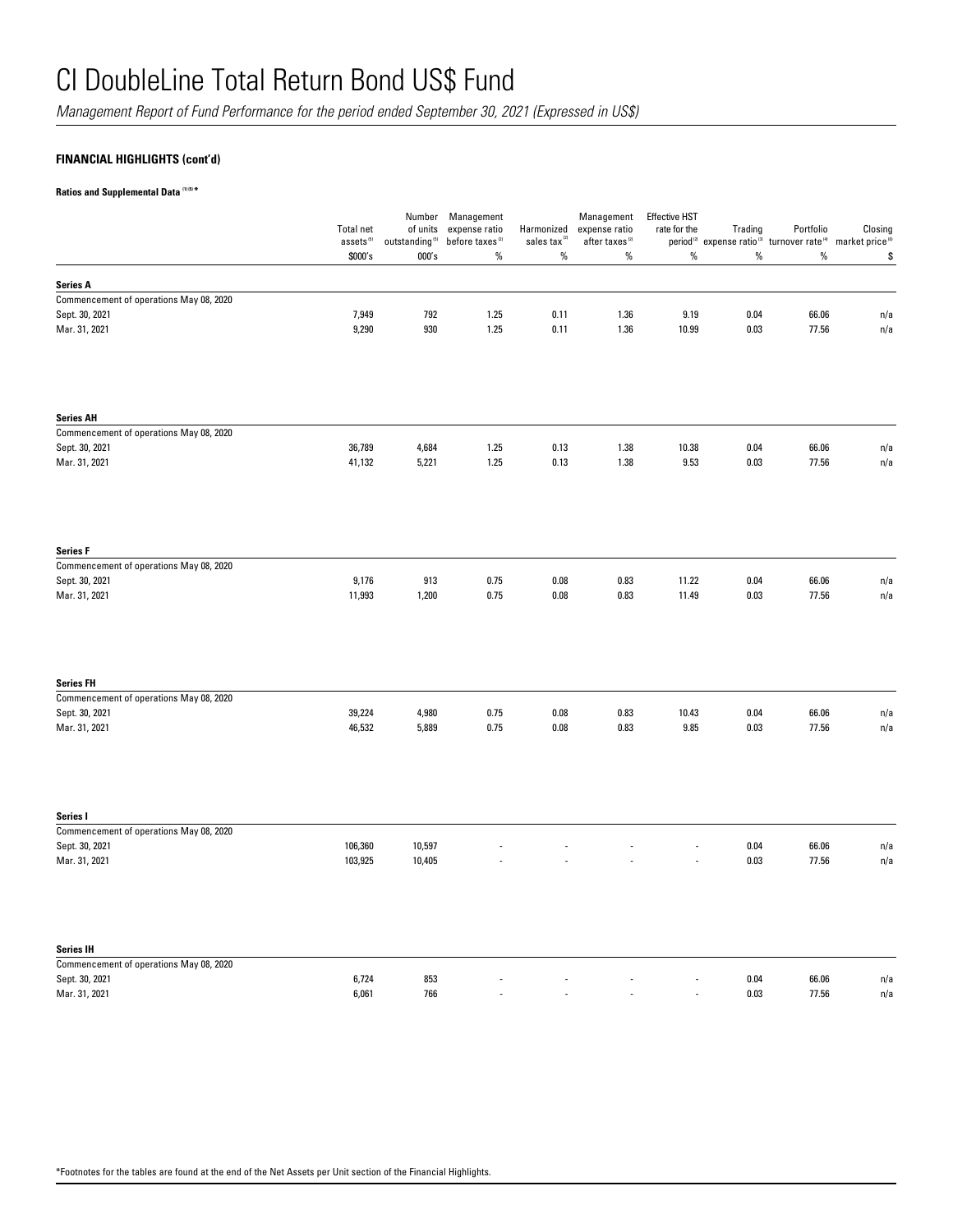# CI DoubleLine Total Return Bond US$ Fund

*Management Report of Fund Performance for the period ended September 30, 2021 (Expressed in US$)*

**FINANCIAL HIGHLIGHTS (cont'd)**

**Ratios and Supplemental Data [1][5] ***

| | Total net assets [5] | Number of units outstanding [5] | Management expense ratio before taxes [2] | Harmonized sales tax [2] | Management expense ratio after taxes [2] | Effective HST rate for the period [2] | Trading expense ratio [3] | Portfolio turnover rate [4] | Closing market price [6] |
|---|---|---|---|---|---|---|---|---|---|
| | $000's | 000's | % | % | % | % | % | % | $ |
| **Series A** | | | | | | | | | |
| Commencement of operations May 08, 2020 | | | | | | | | | |
| Sept. 30, 2021 | 7,949 | 792 | 1.25 | 0.11 | 1.36 | 9.19 | 0.04 | 66.06 | n/a |
| Mar. 31, 2021 | 9,290 | 930 | 1.25 | 0.11 | 1.36 | 10.99 | 0.03 | 77.56 | n/a |
| **Series AH** | | | | | | | | | |
| Commencement of operations May 08, 2020 | | | | | | | | | |
| Sept. 30, 2021 | 36,789 | 4,684 | 1.25 | 0.13 | 1.38 | 10.38 | 0.04 | 66.06 | n/a |
| Mar. 31, 2021 | 41,132 | 5,221 | 1.25 | 0.13 | 1.38 | 9.53 | 0.03 | 77.56 | n/a |
| **Series F** | | | | | | | | | |
| Commencement of operations May 08, 2020 | | | | | | | | | |
| Sept. 30, 2021 | 9,176 | 913 | 0.75 | 0.08 | 0.83 | 11.22 | 0.04 | 66.06 | n/a |
| Mar. 31, 2021 | 11,993 | 1,200 | 0.75 | 0.08 | 0.83 | 11.49 | 0.03 | 77.56 | n/a |
| **Series FH** | | | | | | | | | |
| Commencement of operations May 08, 2020 | | | | | | | | | |
| Sept. 30, 2021 | 39,224 | 4,980 | 0.75 | 0.08 | 0.83 | 10.43 | 0.04 | 66.06 | n/a |
| Mar. 31, 2021 | 46,532 | 5,889 | 0.75 | 0.08 | 0.83 | 9.85 | 0.03 | 77.56 | n/a |
| **Series I** | | | | | | | | | |
| Commencement of operations May 08, 2020 | | | | | | | | | |
| Sept. 30, 2021 | 106,360 | 10,597 | - | - | - | - | 0.04 | 66.06 | n/a |
| Mar. 31, 2021 | 103,925 | 10,405 | - | - | - | - | 0.03 | 77.56 | n/a |
| **Series IH** | | | | | | | | | |
| Commencement of operations May 08, 2020 | | | | | | | | | |
| Sept. 30, 2021 | 6,724 | 853 | - | - | - | - | 0.04 | 66.06 | n/a |
| Mar. 31, 2021 | 6,061 | 766 | - | - | - | - | 0.03 | 77.56 | n/a |

*Footnotes for the tables are found at the end of the Net Assets per Unit section of the Financial Highlights.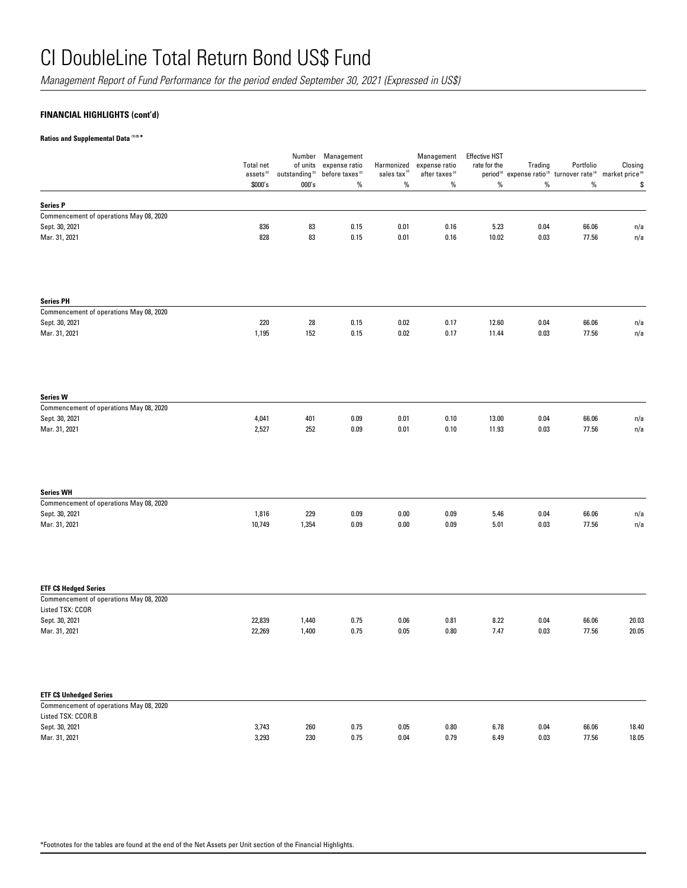# CI DoubleLine Total Return Bond US$ Fund

*Management Report of Fund Performance for the period ended September 30, 2021 (Expressed in US$)*

**FINANCIAL HIGHLIGHTS (cont'd)**

**Ratios and Supplemental Data [1][5] ***

| | Total net assets[5] | Number of units outstanding[5] | Management expense ratio before taxes[2] | Harmonized sales tax[2] | Management expense ratio after taxes[2] | Effective HST rate for the period[2] | Trading expense ratio[3] | Portfolio turnover rate[4] | Closing market price[6] |
|---|---|---|---|---|---|---|---|---|---|
| | $000's | 000's | % | % | % | % | % | % | $ |
| **Series P** | | | | | | | | | |
| Commencement of operations May 08, 2020 | | | | | | | | | |
| Sept. 30, 2021 | 836 | 83 | 0.15 | 0.01 | 0.16 | 5.23 | 0.04 | 66.06 | n/a |
| Mar. 31, 2021 | 828 | 83 | 0.15 | 0.01 | 0.16 | 10.02 | 0.03 | 77.56 | n/a |
| **Series PH** | | | | | | | | | |
| Commencement of operations May 08, 2020 | | | | | | | | | |
| Sept. 30, 2021 | 220 | 28 | 0.15 | 0.02 | 0.17 | 12.60 | 0.04 | 66.06 | n/a |
| Mar. 31, 2021 | 1,195 | 152 | 0.15 | 0.02 | 0.17 | 11.44 | 0.03 | 77.56 | n/a |
| **Series W** | | | | | | | | | |
| Commencement of operations May 08, 2020 | | | | | | | | | |
| Sept. 30, 2021 | 4,041 | 401 | 0.09 | 0.01 | 0.10 | 13.00 | 0.04 | 66.06 | n/a |
| Mar. 31, 2021 | 2,527 | 252 | 0.09 | 0.01 | 0.10 | 11.93 | 0.03 | 77.56 | n/a |
| **Series WH** | | | | | | | | | |
| Commencement of operations May 08, 2020 | | | | | | | | | |
| Sept. 30, 2021 | 1,816 | 229 | 0.09 | 0.00 | 0.09 | 5.46 | 0.04 | 66.06 | n/a |
| Mar. 31, 2021 | 10,749 | 1,354 | 0.09 | 0.00 | 0.09 | 5.01 | 0.03 | 77.56 | n/a |
| **ETF C$ Hedged Series** | | | | | | | | | |
| Commencement of operations May 08, 2020 | | | | | | | | | |
| Listed TSX: CCOR | | | | | | | | | |
| Sept. 30, 2021 | 22,839 | 1,440 | 0.75 | 0.06 | 0.81 | 8.22 | 0.04 | 66.06 | 20.03 |
| Mar. 31, 2021 | 22,269 | 1,400 | 0.75 | 0.05 | 0.80 | 7.47 | 0.03 | 77.56 | 20.05 |
| **ETF C$ Unhedged Series** | | | | | | | | | |
| Commencement of operations May 08, 2020 | | | | | | | | | |
| Listed TSX: CCOR.B | | | | | | | | | |
| Sept. 30, 2021 | 3,743 | 260 | 0.75 | 0.05 | 0.80 | 6.78 | 0.04 | 66.06 | 18.40 |
| Mar. 31, 2021 | 3,293 | 230 | 0.75 | 0.04 | 0.79 | 6.49 | 0.03 | 77.56 | 18.05 |

*Footnotes for the tables are found at the end of the Net Assets per Unit section of the Financial Highlights.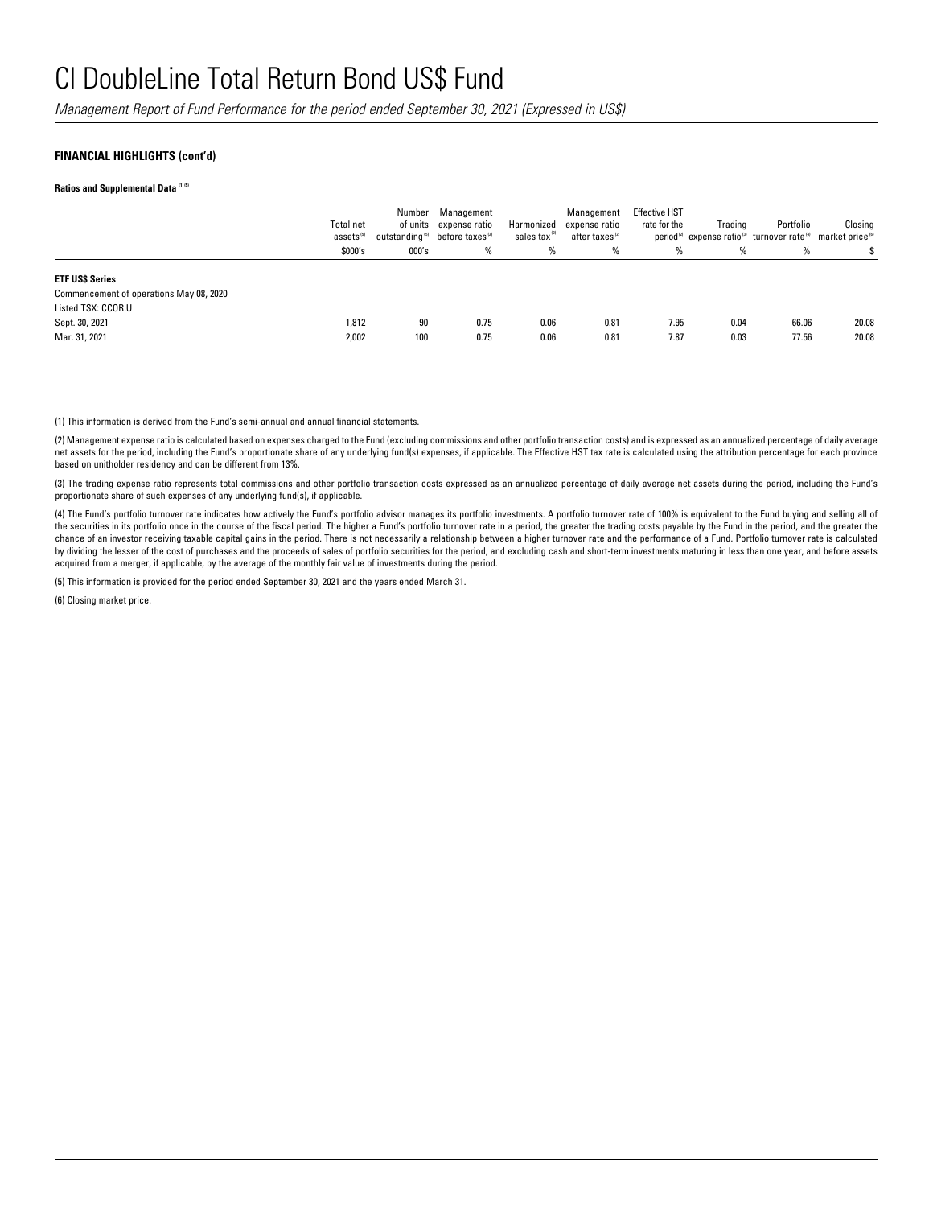# CI DoubleLine Total Return Bond US$ Fund

*Management Report of Fund Performance for the period ended September 30, 2021 (Expressed in US$)*

**FINANCIAL HIGHLIGHTS (cont'd)**

**Ratios and Supplemental Data [1][5]**

| | Total net assets[5] | Number of units outstanding[5] | Management expense ratio before taxes[2] | Harmonized sales tax[2] | Management expense ratio after taxes[2] | Effective HST rate for the period[2] | Trading expense ratio[3] | Portfolio turnover rate[4] | Closing market price[6] |
|---|---|---|---|---|---|---|---|---|---|
| | $000's | 000's | % | % | % | % | % | % | $ |
| **ETF US$ Series** | | | | | | | | | |
| Commencement of operations May 08, 2020 | | | | | | | | | |
| Listed TSX: CCOR.U | | | | | | | | | |
| Sept. 30, 2021 | 1,812 | 90 | 0.75 | 0.06 | 0.81 | 7.95 | 0.04 | 66.06 | 20.08 |
| Mar. 31, 2021 | 2,002 | 100 | 0.75 | 0.06 | 0.81 | 7.87 | 0.03 | 77.56 | 20.08 |

(1) This information is derived from the Fund's semi-annual and annual financial statements.

(2) Management expense ratio is calculated based on expenses charged to the Fund (excluding commissions and other portfolio transaction costs) and is expressed as an annualized percentage of daily average net assets for the period, including the Fund's proportionate share of any underlying fund(s) expenses, if applicable. The Effective HST tax rate is calculated using the attribution percentage for each province based on unitholder residency and can be different from 13%.

(3) The trading expense ratio represents total commissions and other portfolio transaction costs expressed as an annualized percentage of daily average net assets during the period, including the Fund's proportionate share of such expenses of any underlying fund(s), if applicable.

(4) The Fund's portfolio turnover rate indicates how actively the Fund's portfolio advisor manages its portfolio investments. A portfolio turnover rate of 100% is equivalent to the Fund buying and selling all of the securities in its portfolio once in the course of the fiscal period. The higher a Fund's portfolio turnover rate in a period, the greater the trading costs payable by the Fund in the period, and the greater the chance of an investor receiving taxable capital gains in the period. There is not necessarily a relationship between a higher turnover rate and the performance of a Fund. Portfolio turnover rate is calculated by dividing the lesser of the cost of purchases and the proceeds of sales of portfolio securities for the period, and excluding cash and short-term investments maturing in less than one year, and before assets acquired from a merger, if applicable, by the average of the monthly fair value of investments during the period.

(5) This information is provided for the period ended September 30, 2021 and the years ended March 31.

(6) Closing market price.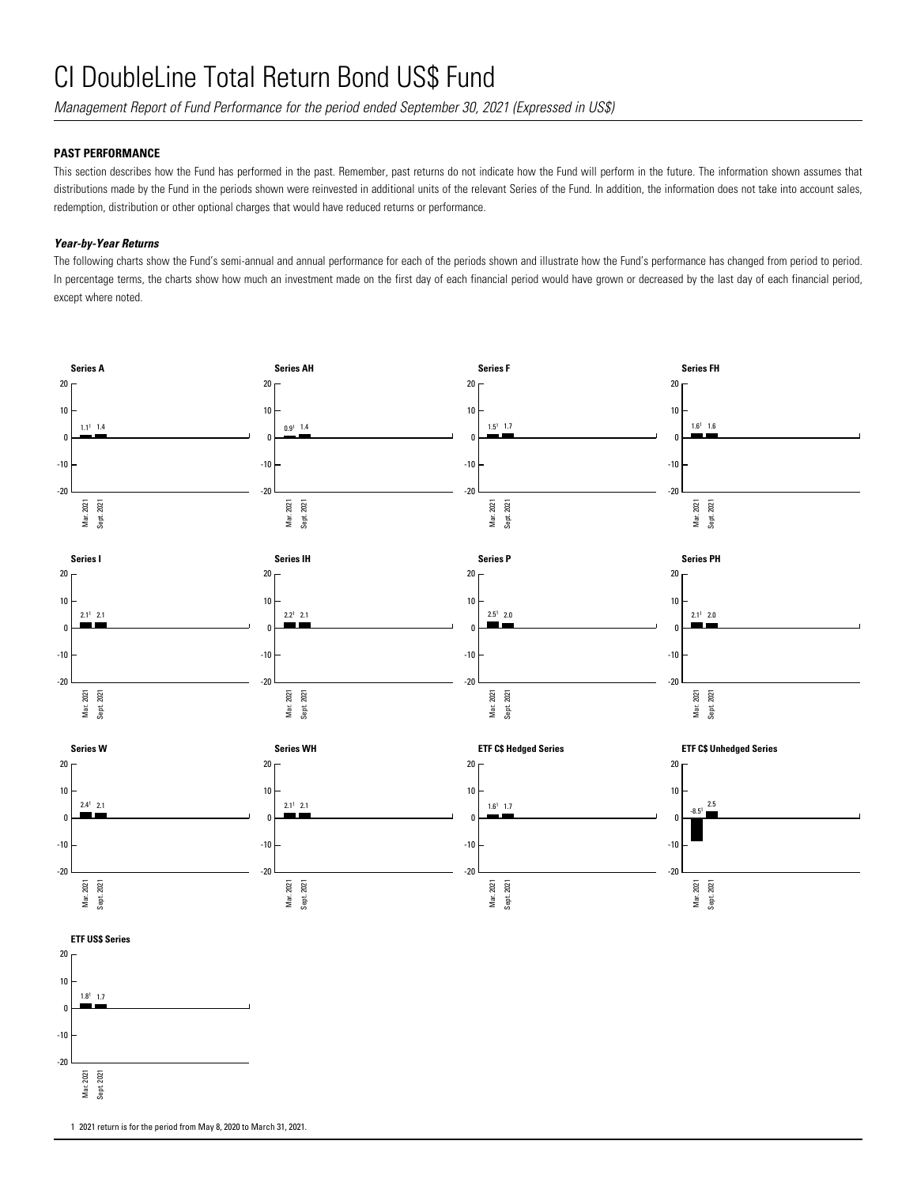# CI DoubleLine Total Return Bond US$ Fund

*Management Report of Fund Performance for the period ended September 30, 2021 (Expressed in US$)*

**PAST PERFORMANCE**

This section describes how the Fund has performed in the past. Remember, past returns do not indicate how the Fund will perform in the future. The information shown assumes that distributions made by the Fund in the periods shown were reinvested in additional units of the relevant Series of the Fund. In addition, the information does not take into account sales, redemption, distribution or other optional charges that would have reduced returns or performance.

***Year-by-Year Returns***

The following charts show the Fund's semi-annual and annual performance for each of the periods shown and illustrate how the Fund's performance has changed from period to period. In percentage terms, the charts show how much an investment made on the first day of each financial period would have grown or decreased by the last day of each financial period, except where noted.

| Series | Mar. 2021 | Sept. 2021 |
|---|---|---|
| Series A | 1.1[1] | 1.4 |
| Series AH | 0.9[1] | 1.4 |
| Series F | 1.5[1] | 1.7 |
| Series FH | 1.6[1] | 1.6 |
| Series I | 2.1[1] | 2.1 |
| Series IH | 2.2[1] | 2.1 |
| Series P | 2.5[1] | 2.0 |
| Series PH | 2.1[1] | 2.0 |
| Series W | 2.4[1] | 2.1 |
| Series WH | 2.1[1] | 2.1 |
| ETF C$ Hedged Series | 1.6[1] | 1.7 |
| ETF C$ Unhedged Series | -8.5[1] | 2.5 |
| ETF US$ Series | 1.8[1] | 1.7 |

1 2021 return is for the period from May 8, 2020 to March 31, 2021.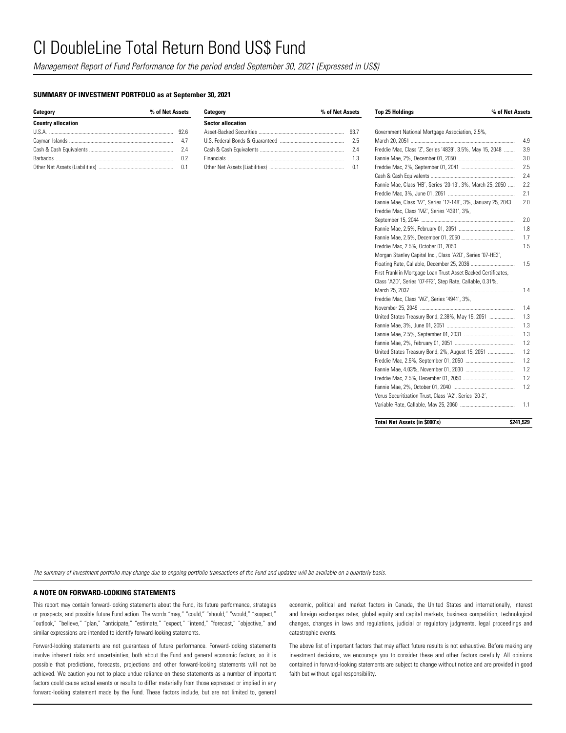# CI DoubleLine Total Return Bond US$ Fund

*Management Report of Fund Performance for the period ended September 30, 2021 (Expressed in US$)*

**SUMMARY OF INVESTMENT PORTFOLIO as at September 30, 2021**

| Category | % of Net Assets |
|---|---|
| **Country allocation** | |
| U.S.A. | 92.6 |
| Cayman Islands | 4.7 |
| Cash & Cash Equivalents | 2.4 |
| Barbados | 0.2 |
| Other Net Assets (Liabilities) | 0.1 |

| Category | % of Net Assets |
|---|---|
| **Sector allocation** | |
| Asset-Backed Securities | 93.7 |
| U.S. Federal Bonds & Guaranteed | 2.5 |
| Cash & Cash Equivalents | 2.4 |
| Financials | 1.3 |
| Other Net Assets (Liabilities) | 0.1 |

| Top 25 Holdings | % of Net Assets |
|---|---|
| Government National Mortgage Association, 2.5%, March 20, 2051 | 4.9 |
| Freddie Mac, Class 'Z', Series '4839', 3.5%, May 15, 2048 | 3.9 |
| Fannie Mae, 2%, December 01, 2050 | 3.0 |
| Freddie Mac, 2%, September 01, 2041 | 2.5 |
| Cash & Cash Equivalents | 2.4 |
| Fannie Mae, Class 'HB', Series '20-13', 3%, March 25, 2050 | 2.2 |
| Freddie Mac, 3%, June 01, 2051 | 2.1 |
| Fannie Mae, Class 'VZ', Series '12-148', 3%, January 25, 2043 | 2.0 |
| Freddie Mac, Class 'MZ', Series '4391', 3%, September 15, 2044 | 2.0 |
| Fannie Mae, 2.5%, February 01, 2051 | 1.8 |
| Fannie Mae, 2.5%, December 01, 2050 | 1.7 |
| Freddie Mac, 2.5%, October 01, 2050 | 1.5 |
| Morgan Stanley Capital Inc., Class 'A2D', Series '07-HE3', Floating Rate, Callable, December 25, 2036 | 1.5 |
| First Franklin Mortgage Loan Trust Asset Backed Certificates, Class 'A2D', Series '07-FF2', Step Rate, Callable, 0.31%, March 25, 2037 | 1.4 |
| Freddie Mac, Class 'WZ', Series '4941', 3%, November 25, 2049 | 1.4 |
| United States Treasury Bond, 2.38%, May 15, 2051 | 1.3 |
| Fannie Mae, 3%, June 01, 2051 | 1.3 |
| Fannie Mae, 2.5%, September 01, 2031 | 1.3 |
| Fannie Mae, 2%, February 01, 2051 | 1.2 |
| United States Treasury Bond, 2%, August 15, 2051 | 1.2 |
| Freddie Mac, 2.5%, September 01, 2050 | 1.2 |
| Fannie Mae, 4.03%, November 01, 2030 | 1.2 |
| Freddie Mac, 2.5%, December 01, 2050 | 1.2 |
| Fannie Mae, 2%, October 01, 2040 | 1.2 |
| Verus Securitization Trust, Class 'A2', Series '20-2', Variable Rate, Callable, May 25, 2060 | 1.1 |
| **Total Net Assets (in $000's)** | **$241,529** |

*The summary of investment portfolio may change due to ongoing portfolio transactions of the Fund and updates will be available on a quarterly basis.*

**A NOTE ON FORWARD-LOOKING STATEMENTS**

This report may contain forward-looking statements about the Fund, its future performance, strategies or prospects, and possible future Fund action. The words "may," "could," "should," "would," "suspect," "outlook," "believe," "plan," "anticipate," "estimate," "expect," "intend," "forecast," "objective," and similar expressions are intended to identify forward-looking statements.

Forward-looking statements are not guarantees of future performance. Forward-looking statements involve inherent risks and uncertainties, both about the Fund and general economic factors, so it is possible that predictions, forecasts, projections and other forward-looking statements will not be achieved. We caution you not to place undue reliance on these statements as a number of important factors could cause actual events or results to differ materially from those expressed or implied in any forward-looking statement made by the Fund. These factors include, but are not limited to, general economic, political and market factors in Canada, the United States and internationally, interest and foreign exchanges rates, global equity and capital markets, business competition, technological changes, changes in laws and regulations, judicial or regulatory judgments, legal proceedings and catastrophic events.

The above list of important factors that may affect future results is not exhaustive. Before making any investment decisions, we encourage you to consider these and other factors carefully. All opinions contained in forward-looking statements are subject to change without notice and are provided in good faith but without legal responsibility.